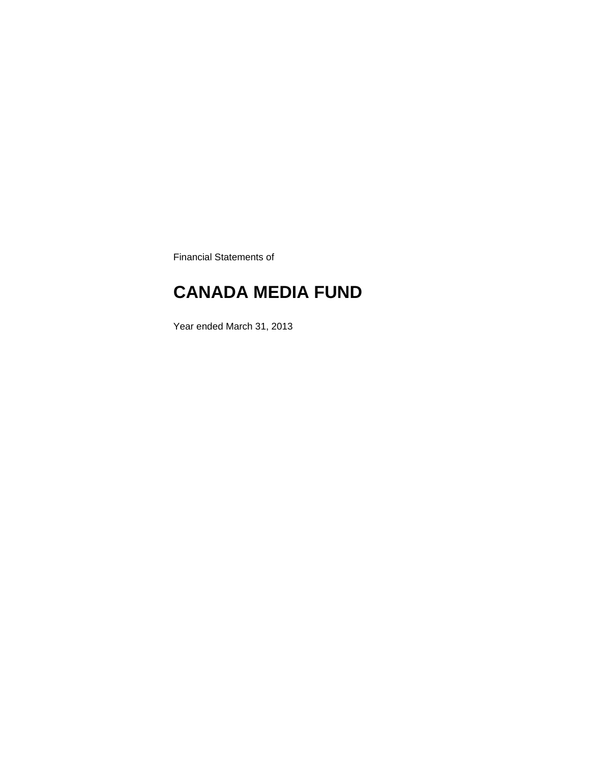Financial Statements of

# CANADA MEDIA FUND

Year ended March 31, 2013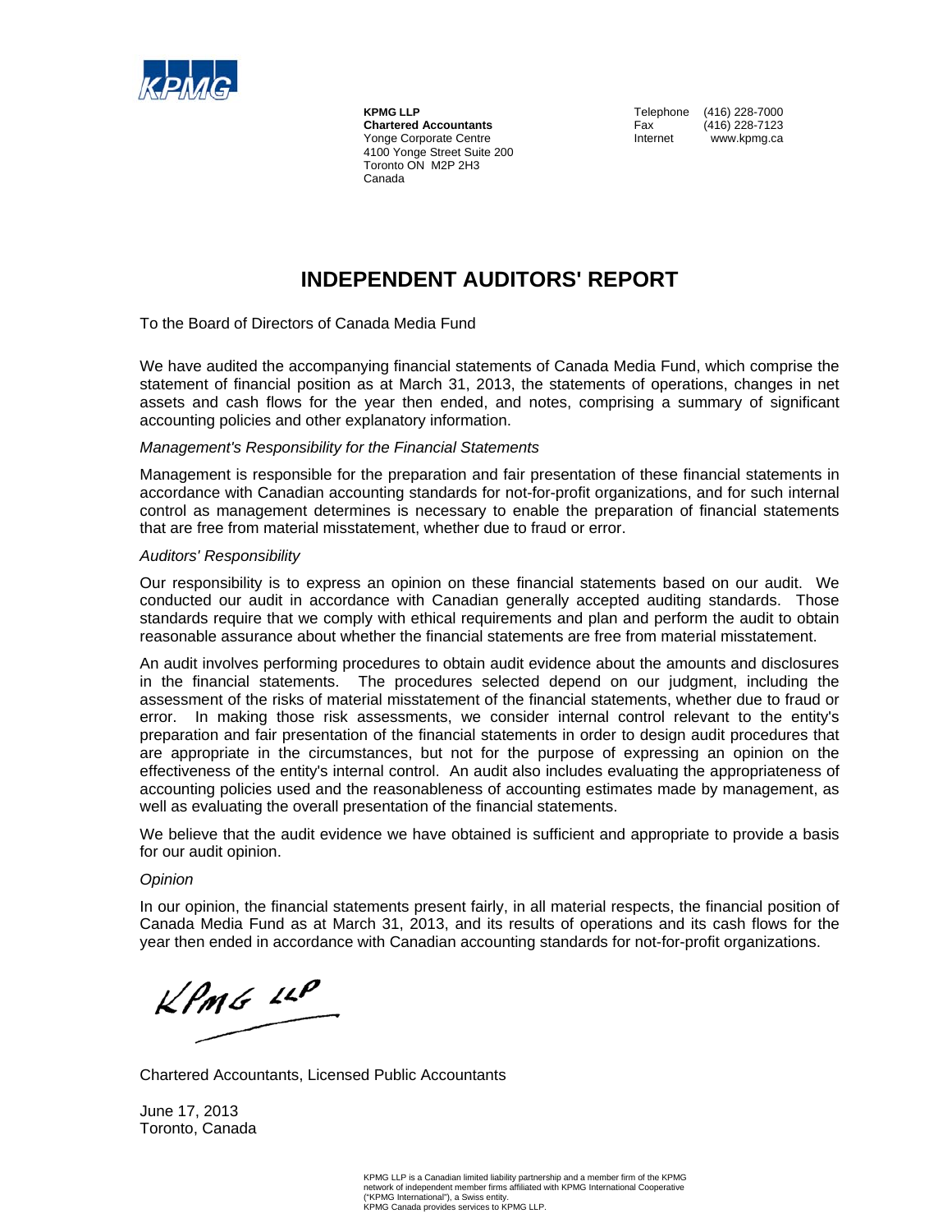KPMG

**KPMG LLP**
**Chartered Accountants**
Yonge Corporate Centre
4100 Yonge Street Suite 200
Toronto ON M2P 2H3
Canada

Telephone (416) 228-7000
Fax (416) 228-7123
Internet www.kpmg.ca

# INDEPENDENT AUDITORS' REPORT

To the Board of Directors of Canada Media Fund

We have audited the accompanying financial statements of Canada Media Fund, which comprise the statement of financial position as at March 31, 2013, the statements of operations, changes in net assets and cash flows for the year then ended, and notes, comprising a summary of significant accounting policies and other explanatory information.

*Management's Responsibility for the Financial Statements*

Management is responsible for the preparation and fair presentation of these financial statements in accordance with Canadian accounting standards for not-for-profit organizations, and for such internal control as management determines is necessary to enable the preparation of financial statements that are free from material misstatement, whether due to fraud or error.

*Auditors' Responsibility*

Our responsibility is to express an opinion on these financial statements based on our audit. We conducted our audit in accordance with Canadian generally accepted auditing standards. Those standards require that we comply with ethical requirements and plan and perform the audit to obtain reasonable assurance about whether the financial statements are free from material misstatement.

An audit involves performing procedures to obtain audit evidence about the amounts and disclosures in the financial statements. The procedures selected depend on our judgment, including the assessment of the risks of material misstatement of the financial statements, whether due to fraud or error. In making those risk assessments, we consider internal control relevant to the entity's preparation and fair presentation of the financial statements in order to design audit procedures that are appropriate in the circumstances, but not for the purpose of expressing an opinion on the effectiveness of the entity's internal control. An audit also includes evaluating the appropriateness of accounting policies used and the reasonableness of accounting estimates made by management, as well as evaluating the overall presentation of the financial statements.

We believe that the audit evidence we have obtained is sufficient and appropriate to provide a basis for our audit opinion.

*Opinion*

In our opinion, the financial statements present fairly, in all material respects, the financial position of Canada Media Fund as at March 31, 2013, and its results of operations and its cash flows for the year then ended in accordance with Canadian accounting standards for not-for-profit organizations.

KPMG LLP

Chartered Accountants, Licensed Public Accountants

June 17, 2013
Toronto, Canada

KPMG LLP is a Canadian limited liability partnership and a member firm of the KPMG network of independent member firms affiliated with KPMG International Cooperative ("KPMG International"), a Swiss entity.
KPMG Canada provides services to KPMG LLP.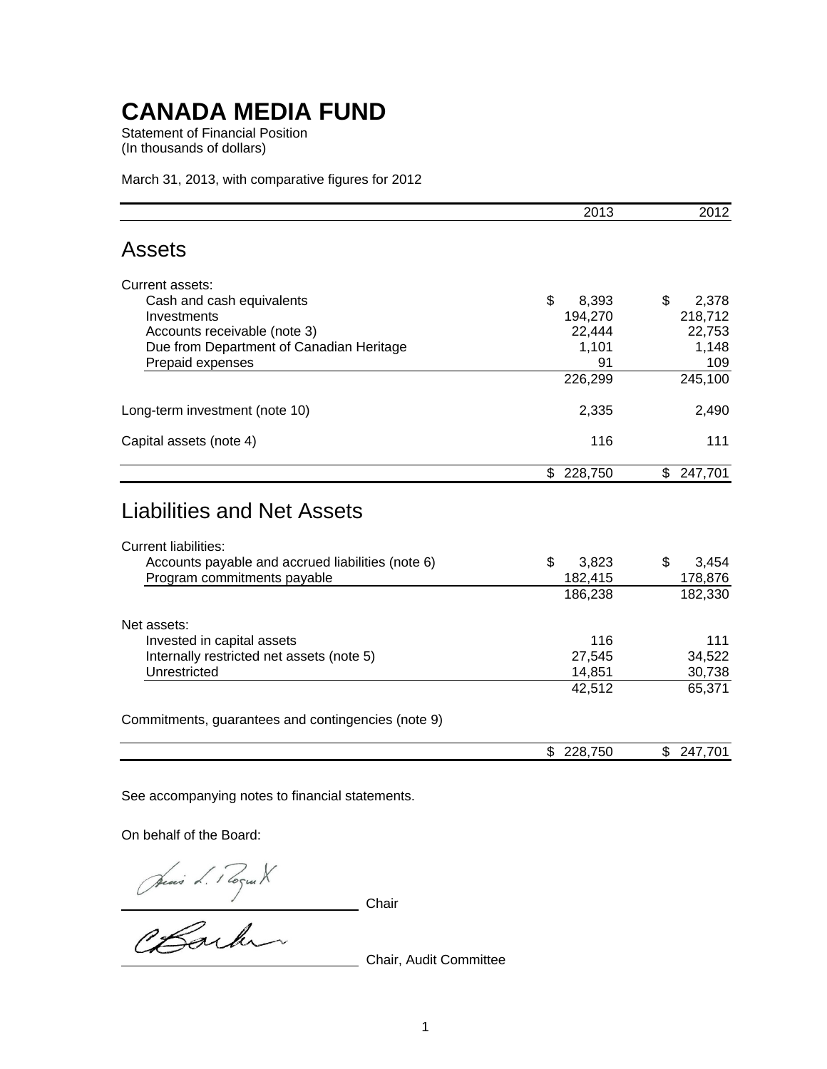# CANADA MEDIA FUND

Statement of Financial Position
(In thousands of dollars)

March 31, 2013, with comparative figures for 2012

| | 2013 | 2012 |
|---|---|---|
| **Assets** | | |
| Current assets: | | |
| Cash and cash equivalents | $ 8,393 | $ 2,378 |
| Investments | 194,270 | 218,712 |
| Accounts receivable (note 3) | 22,444 | 22,753 |
| Due from Department of Canadian Heritage | 1,101 | 1,148 |
| Prepaid expenses | 91 | 109 |
| | 226,299 | 245,100 |
| Long-term investment (note 10) | 2,335 | 2,490 |
| Capital assets (note 4) | 116 | 111 |
| | $ 228,750 | $ 247,701 |
| **Liabilities and Net Assets** | | |
| Current liabilities: | | |
| Accounts payable and accrued liabilities (note 6) | $ 3,823 | $ 3,454 |
| Program commitments payable | 182,415 | 178,876 |
| | 186,238 | 182,330 |
| Net assets: | | |
| Invested in capital assets | 116 | 111 |
| Internally restricted net assets (note 5) | 27,545 | 34,522 |
| Unrestricted | 14,851 | 30,738 |
| | 42,512 | 65,371 |
| Commitments, guarantees and contingencies (note 9) | | |
| | $ 228,750 | $ 247,701 |

See accompanying notes to financial statements.

On behalf of the Board:

_________________________ Chair

_________________________ Chair, Audit Committee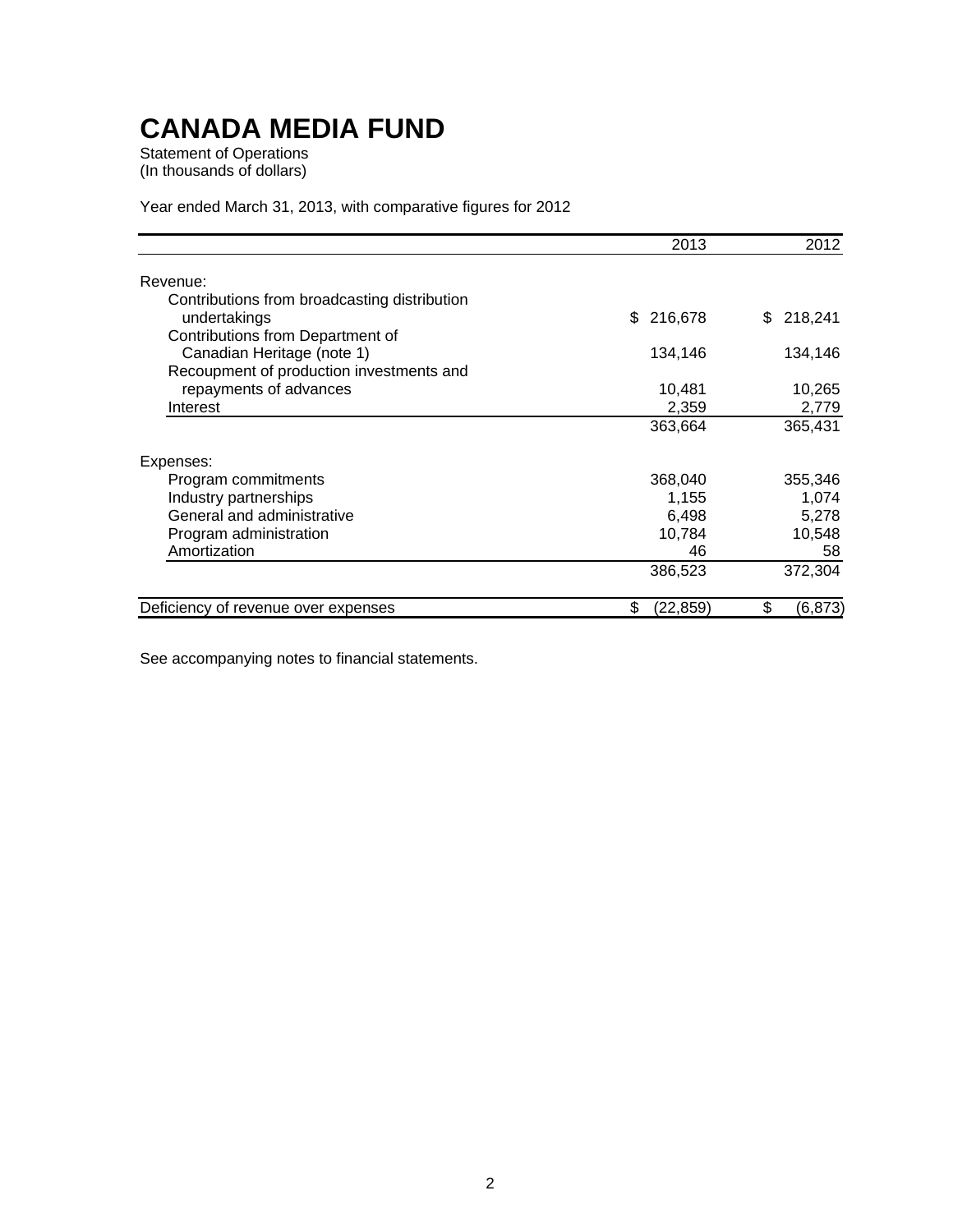# CANADA MEDIA FUND

Statement of Operations
(In thousands of dollars)

Year ended March 31, 2013, with comparative figures for 2012

| | 2013 | 2012 |
|---|---|---|
| Revenue: | | |
| Contributions from broadcasting distribution undertakings | $ 216,678 | $ 218,241 |
| Contributions from Department of Canadian Heritage (note 1) | 134,146 | 134,146 |
| Recoupment of production investments and repayments of advances | 10,481 | 10,265 |
| Interest | 2,359 | 2,779 |
| | 363,664 | 365,431 |
| Expenses: | | |
| Program commitments | 368,040 | 355,346 |
| Industry partnerships | 1,155 | 1,074 |
| General and administrative | 6,498 | 5,278 |
| Program administration | 10,784 | 10,548 |
| Amortization | 46 | 58 |
| | 386,523 | 372,304 |
| Deficiency of revenue over expenses | $ (22,859) | $ (6,873) |

See accompanying notes to financial statements.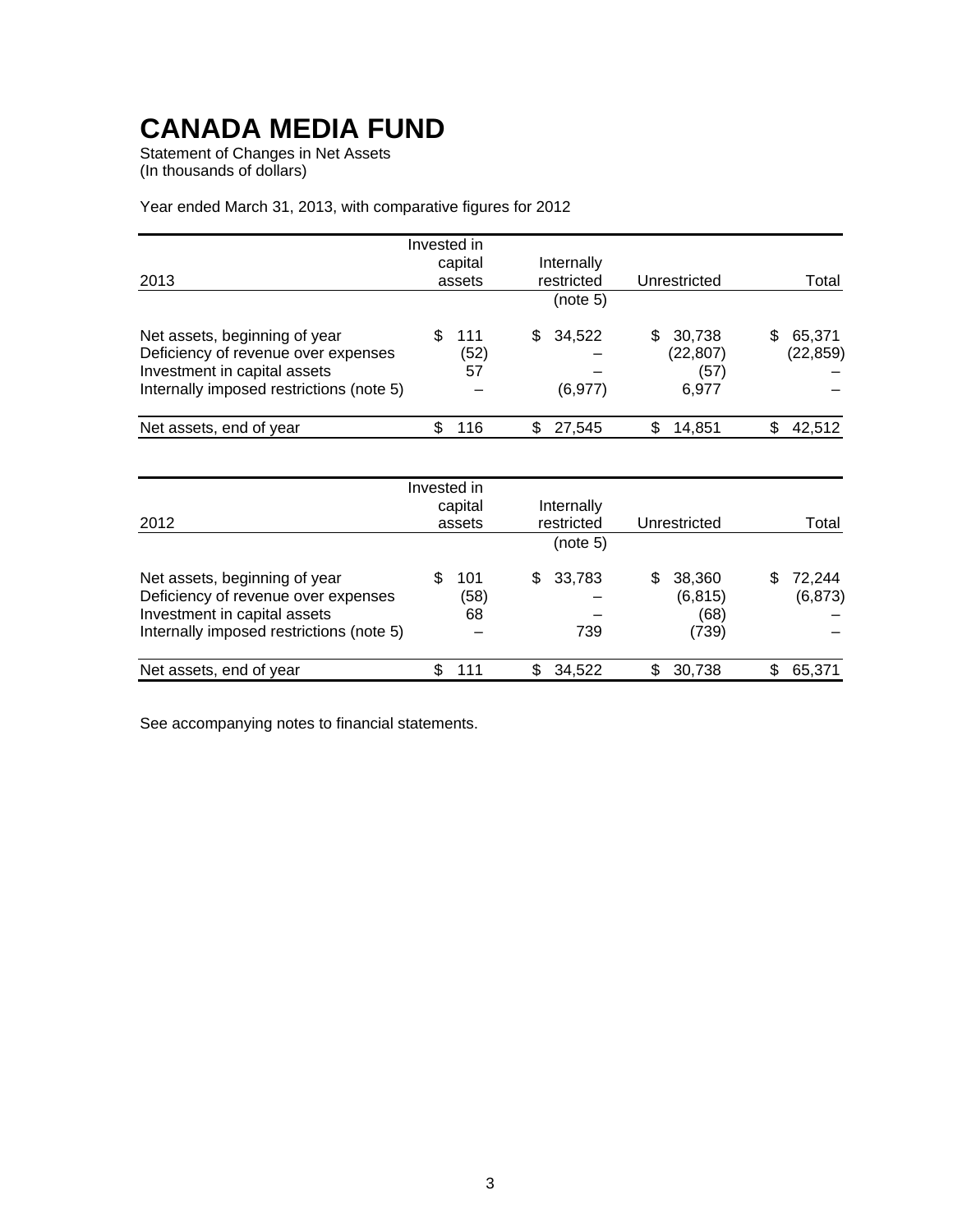# CANADA MEDIA FUND

Statement of Changes in Net Assets
(In thousands of dollars)

Year ended March 31, 2013, with comparative figures for 2012

| 2013 | Invested in capital assets | Internally restricted (note 5) | Unrestricted | Total |
|---|---|---|---|---|
| Net assets, beginning of year | $ 111 | $ 34,522 | $ 30,738 | $ 65,371 |
| Deficiency of revenue over expenses | (52) | – | (22,807) | (22,859) |
| Investment in capital assets | 57 | – | (57) | – |
| Internally imposed restrictions (note 5) | – | (6,977) | 6,977 | – |
| Net assets, end of year | $ 116 | $ 27,545 | $ 14,851 | $ 42,512 |

| 2012 | Invested in capital assets | Internally restricted (note 5) | Unrestricted | Total |
|---|---|---|---|---|
| Net assets, beginning of year | $ 101 | $ 33,783 | $ 38,360 | $ 72,244 |
| Deficiency of revenue over expenses | (58) | – | (6,815) | (6,873) |
| Investment in capital assets | 68 | – | (68) | – |
| Internally imposed restrictions (note 5) | – | 739 | (739) | – |
| Net assets, end of year | $ 111 | $ 34,522 | $ 30,738 | $ 65,371 |

See accompanying notes to financial statements.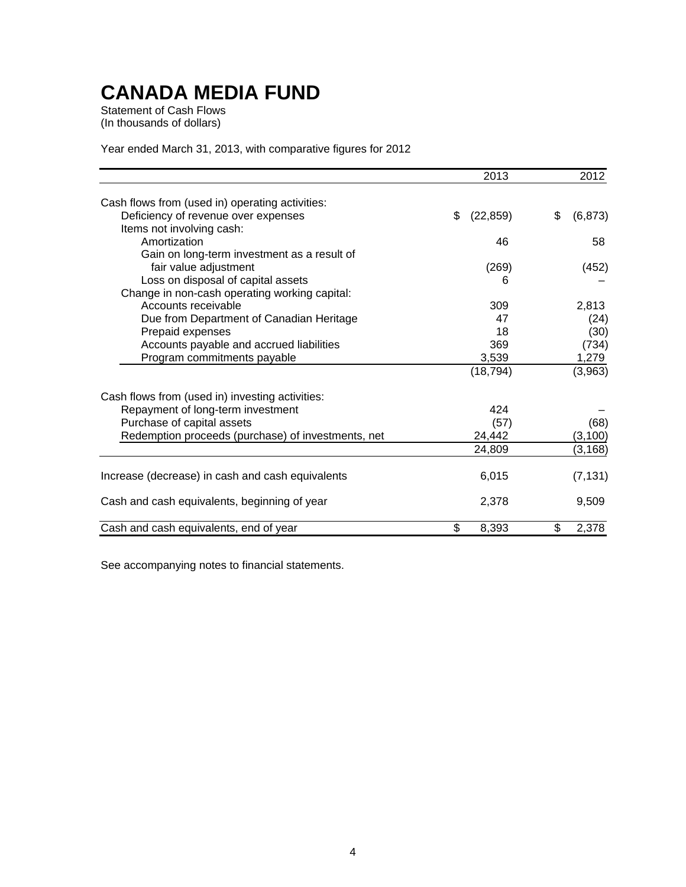# CANADA MEDIA FUND

Statement of Cash Flows
(In thousands of dollars)

Year ended March 31, 2013, with comparative figures for 2012

| | 2013 | 2012 |
|---|---|---|
| Cash flows from (used in) operating activities: | | |
| Deficiency of revenue over expenses | $ (22,859) | $ (6,873) |
| Items not involving cash: | | |
| Amortization | 46 | 58 |
| Gain on long-term investment as a result of fair value adjustment | (269) | (452) |
| Loss on disposal of capital assets | 6 | – |
| Change in non-cash operating working capital: | | |
| Accounts receivable | 309 | 2,813 |
| Due from Department of Canadian Heritage | 47 | (24) |
| Prepaid expenses | 18 | (30) |
| Accounts payable and accrued liabilities | 369 | (734) |
| Program commitments payable | 3,539 | 1,279 |
| | (18,794) | (3,963) |
| Cash flows from (used in) investing activities: | | |
| Repayment of long-term investment | 424 | – |
| Purchase of capital assets | (57) | (68) |
| Redemption proceeds (purchase) of investments, net | 24,442 | (3,100) |
| | 24,809 | (3,168) |
| Increase (decrease) in cash and cash equivalents | 6,015 | (7,131) |
| Cash and cash equivalents, beginning of year | 2,378 | 9,509 |
| Cash and cash equivalents, end of year | $ 8,393 | $ 2,378 |

See accompanying notes to financial statements.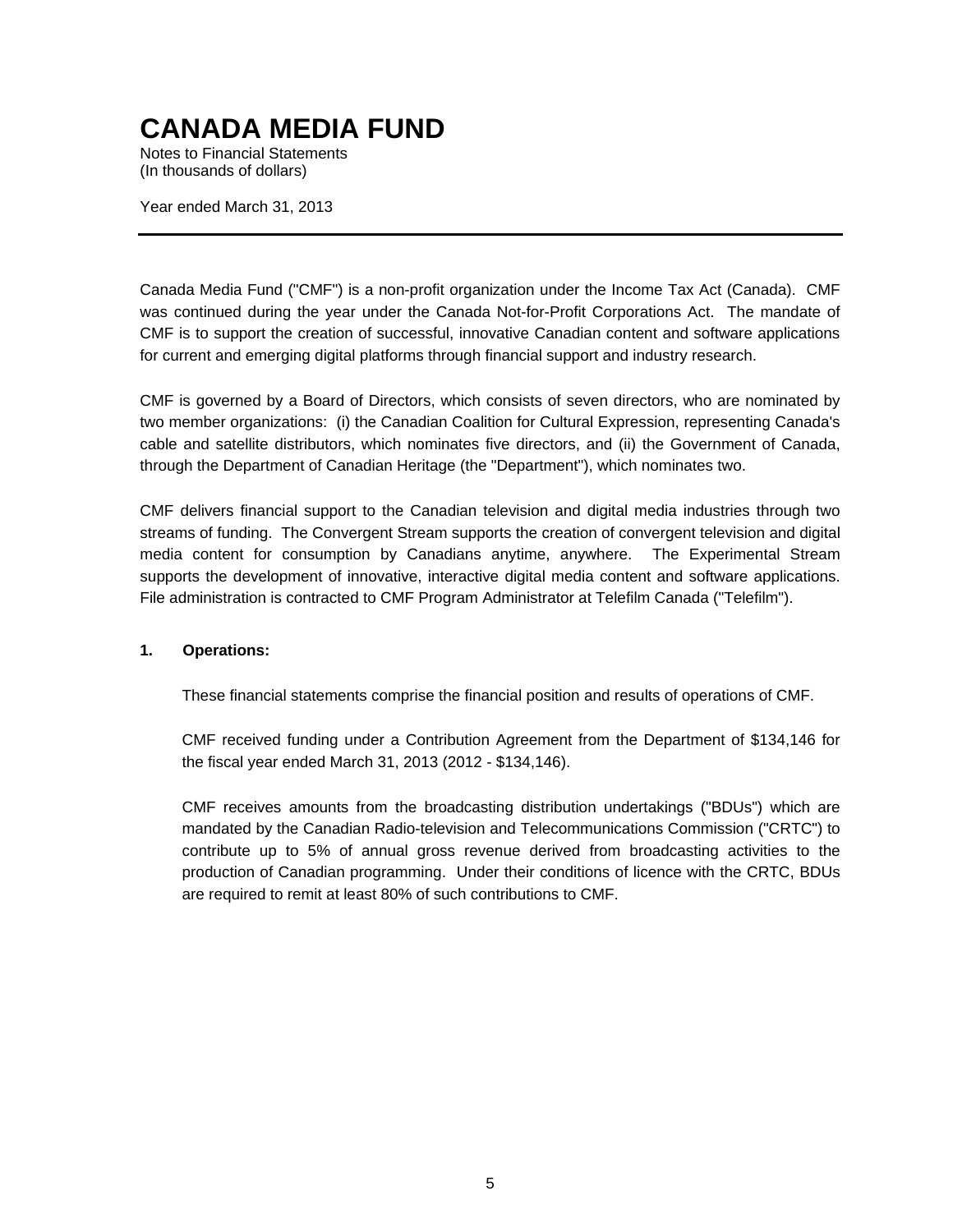# CANADA MEDIA FUND

Notes to Financial Statements
(In thousands of dollars)

Year ended March 31, 2013

---

Canada Media Fund ("CMF") is a non-profit organization under the Income Tax Act (Canada). CMF was continued during the year under the Canada Not-for-Profit Corporations Act. The mandate of CMF is to support the creation of successful, innovative Canadian content and software applications for current and emerging digital platforms through financial support and industry research.

CMF is governed by a Board of Directors, which consists of seven directors, who are nominated by two member organizations: (i) the Canadian Coalition for Cultural Expression, representing Canada's cable and satellite distributors, which nominates five directors, and (ii) the Government of Canada, through the Department of Canadian Heritage (the "Department"), which nominates two.

CMF delivers financial support to the Canadian television and digital media industries through two streams of funding. The Convergent Stream supports the creation of convergent television and digital media content for consumption by Canadians anytime, anywhere. The Experimental Stream supports the development of innovative, interactive digital media content and software applications. File administration is contracted to CMF Program Administrator at Telefilm Canada ("Telefilm").

**1. Operations:**

These financial statements comprise the financial position and results of operations of CMF.

CMF received funding under a Contribution Agreement from the Department of $134,146 for the fiscal year ended March 31, 2013 (2012 - $134,146).

CMF receives amounts from the broadcasting distribution undertakings ("BDUs") which are mandated by the Canadian Radio-television and Telecommunications Commission ("CRTC") to contribute up to 5% of annual gross revenue derived from broadcasting activities to the production of Canadian programming. Under their conditions of licence with the CRTC, BDUs are required to remit at least 80% of such contributions to CMF.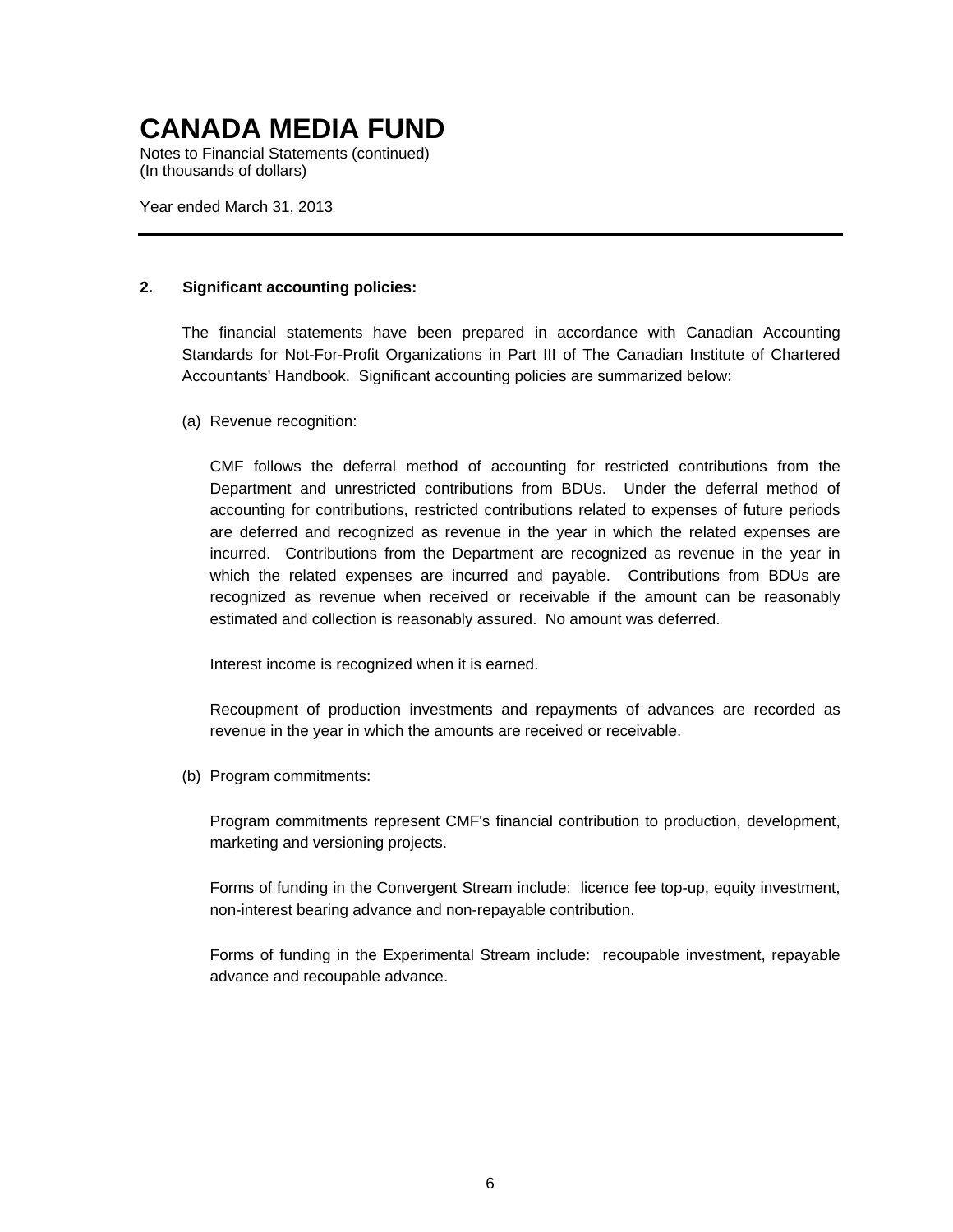# CANADA MEDIA FUND

Notes to Financial Statements (continued)
(In thousands of dollars)

Year ended March 31, 2013

---

**2. Significant accounting policies:**

The financial statements have been prepared in accordance with Canadian Accounting Standards for Not-For-Profit Organizations in Part III of The Canadian Institute of Chartered Accountants' Handbook. Significant accounting policies are summarized below:

(a) Revenue recognition:

CMF follows the deferral method of accounting for restricted contributions from the Department and unrestricted contributions from BDUs. Under the deferral method of accounting for contributions, restricted contributions related to expenses of future periods are deferred and recognized as revenue in the year in which the related expenses are incurred. Contributions from the Department are recognized as revenue in the year in which the related expenses are incurred and payable. Contributions from BDUs are recognized as revenue when received or receivable if the amount can be reasonably estimated and collection is reasonably assured. No amount was deferred.

Interest income is recognized when it is earned.

Recoupment of production investments and repayments of advances are recorded as revenue in the year in which the amounts are received or receivable.

(b) Program commitments:

Program commitments represent CMF's financial contribution to production, development, marketing and versioning projects.

Forms of funding in the Convergent Stream include: licence fee top-up, equity investment, non-interest bearing advance and non-repayable contribution.

Forms of funding in the Experimental Stream include: recoupable investment, repayable advance and recoupable advance.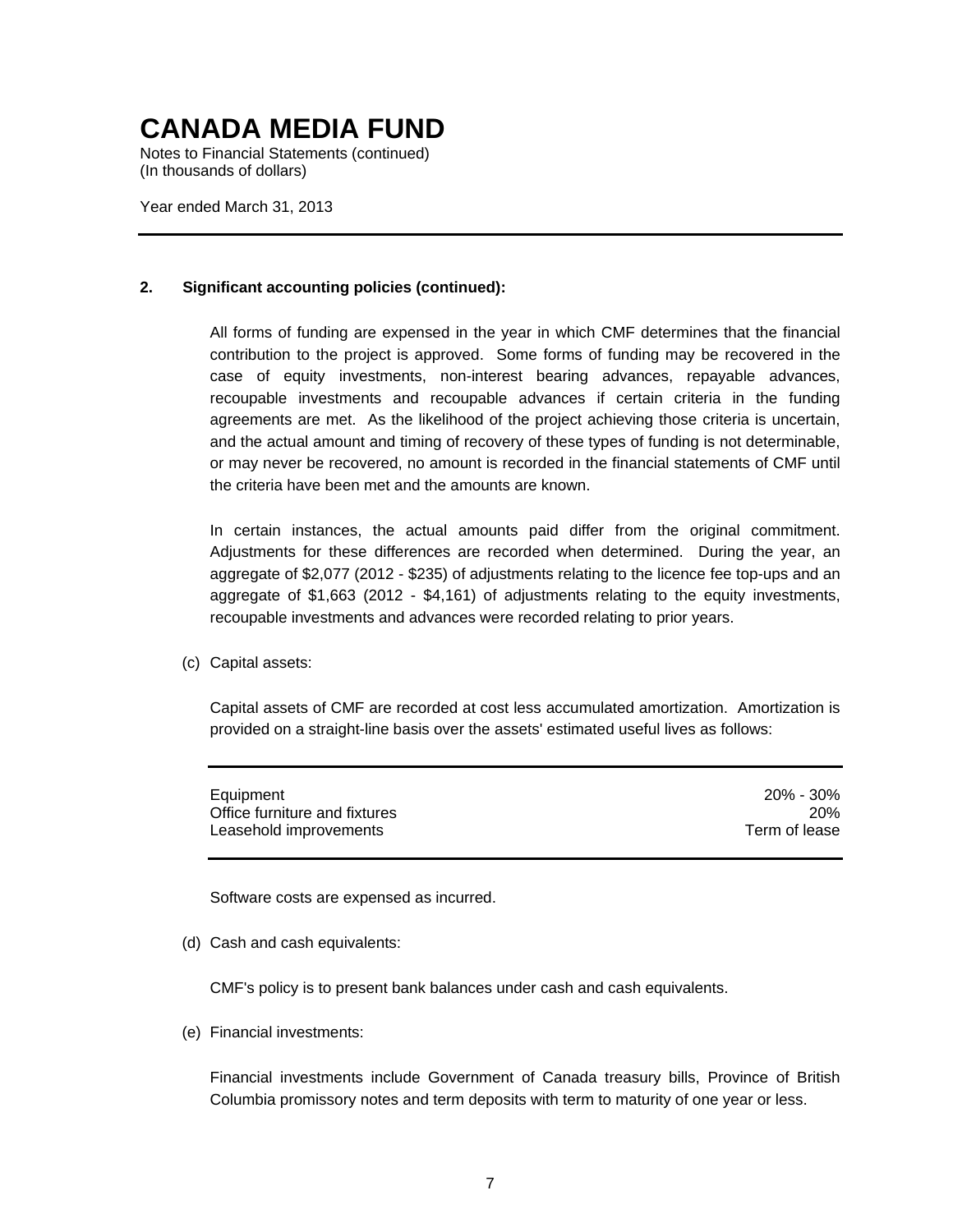# CANADA MEDIA FUND

Notes to Financial Statements (continued)
(In thousands of dollars)

Year ended March 31, 2013

---

**2. Significant accounting policies (continued):**

All forms of funding are expensed in the year in which CMF determines that the financial contribution to the project is approved. Some forms of funding may be recovered in the case of equity investments, non-interest bearing advances, repayable advances, recoupable investments and recoupable advances if certain criteria in the funding agreements are met. As the likelihood of the project achieving those criteria is uncertain, and the actual amount and timing of recovery of these types of funding is not determinable, or may never be recovered, no amount is recorded in the financial statements of CMF until the criteria have been met and the amounts are known.

In certain instances, the actual amounts paid differ from the original commitment. Adjustments for these differences are recorded when determined. During the year, an aggregate of $2,077 (2012 - $235) of adjustments relating to the licence fee top-ups and an aggregate of $1,663 (2012 - $4,161) of adjustments relating to the equity investments, recoupable investments and advances were recorded relating to prior years.

(c) Capital assets:

Capital assets of CMF are recorded at cost less accumulated amortization. Amortization is provided on a straight-line basis over the assets' estimated useful lives as follows:

| | |
|---|---|
| Equipment | 20% - 30% |
| Office furniture and fixtures | 20% |
| Leasehold improvements | Term of lease |

Software costs are expensed as incurred.

(d) Cash and cash equivalents:

CMF's policy is to present bank balances under cash and cash equivalents.

(e) Financial investments:

Financial investments include Government of Canada treasury bills, Province of British Columbia promissory notes and term deposits with term to maturity of one year or less.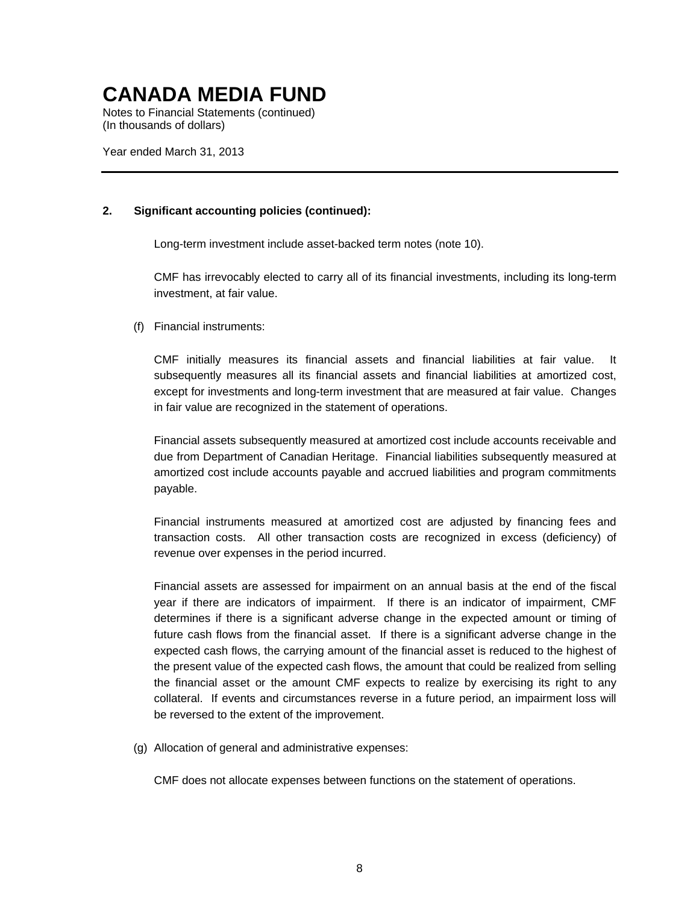## 2. Significant accounting policies (continued):

Long-term investment include asset-backed term notes (note 10).

CMF has irrevocably elected to carry all of its financial investments, including its long-term investment, at fair value.

(f) Financial instruments:

CMF initially measures its financial assets and financial liabilities at fair value. It subsequently measures all its financial assets and financial liabilities at amortized cost, except for investments and long-term investment that are measured at fair value. Changes in fair value are recognized in the statement of operations.

Financial assets subsequently measured at amortized cost include accounts receivable and due from Department of Canadian Heritage. Financial liabilities subsequently measured at amortized cost include accounts payable and accrued liabilities and program commitments payable.

Financial instruments measured at amortized cost are adjusted by financing fees and transaction costs. All other transaction costs are recognized in excess (deficiency) of revenue over expenses in the period incurred.

Financial assets are assessed for impairment on an annual basis at the end of the fiscal year if there are indicators of impairment. If there is an indicator of impairment, CMF determines if there is a significant adverse change in the expected amount or timing of future cash flows from the financial asset. If there is a significant adverse change in the expected cash flows, the carrying amount of the financial asset is reduced to the highest of the present value of the expected cash flows, the amount that could be realized from selling the financial asset or the amount CMF expects to realize by exercising its right to any collateral. If events and circumstances reverse in a future period, an impairment loss will be reversed to the extent of the improvement.

(g) Allocation of general and administrative expenses:

CMF does not allocate expenses between functions on the statement of operations.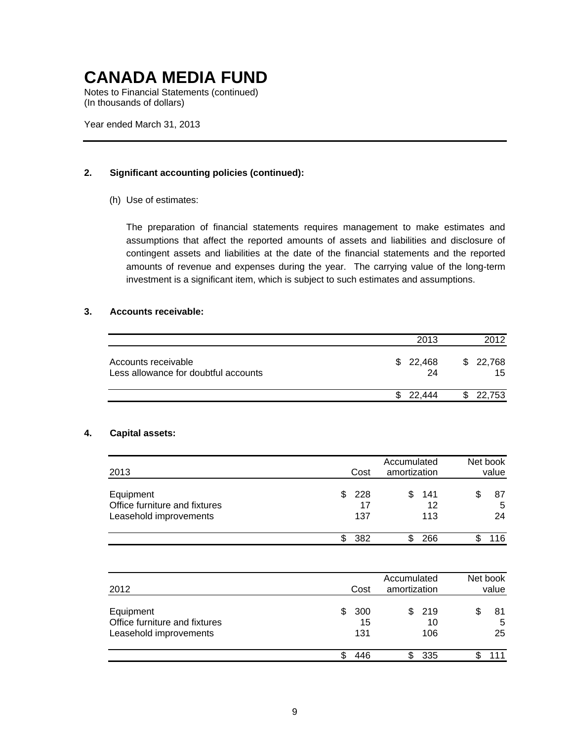# CANADA MEDIA FUND

Notes to Financial Statements (continued)
(In thousands of dollars)

Year ended March 31, 2013

---

**2. Significant accounting policies (continued):**

(h) Use of estimates:

The preparation of financial statements requires management to make estimates and assumptions that affect the reported amounts of assets and liabilities and disclosure of contingent assets and liabilities at the date of the financial statements and the reported amounts of revenue and expenses during the year. The carrying value of the long-term investment is a significant item, which is subject to such estimates and assumptions.

**3. Accounts receivable:**

| | 2013 | 2012 |
|---|---|---|
| Accounts receivable | $ 22,468 | $ 22,768 |
| Less allowance for doubtful accounts | 24 | 15 |
| | $ 22,444 | $ 22,753 |

**4. Capital assets:**

| 2013 | Cost | Accumulated amortization | Net book value |
|---|---|---|---|
| Equipment | $ 228 | $ 141 | $ 87 |
| Office furniture and fixtures | 17 | 12 | 5 |
| Leasehold improvements | 137 | 113 | 24 |
| | $ 382 | $ 266 | $ 116 |

| 2012 | Cost | Accumulated amortization | Net book value |
|---|---|---|---|
| Equipment | $ 300 | $ 219 | $ 81 |
| Office furniture and fixtures | 15 | 10 | 5 |
| Leasehold improvements | 131 | 106 | 25 |
| | $ 446 | $ 335 | $ 111 |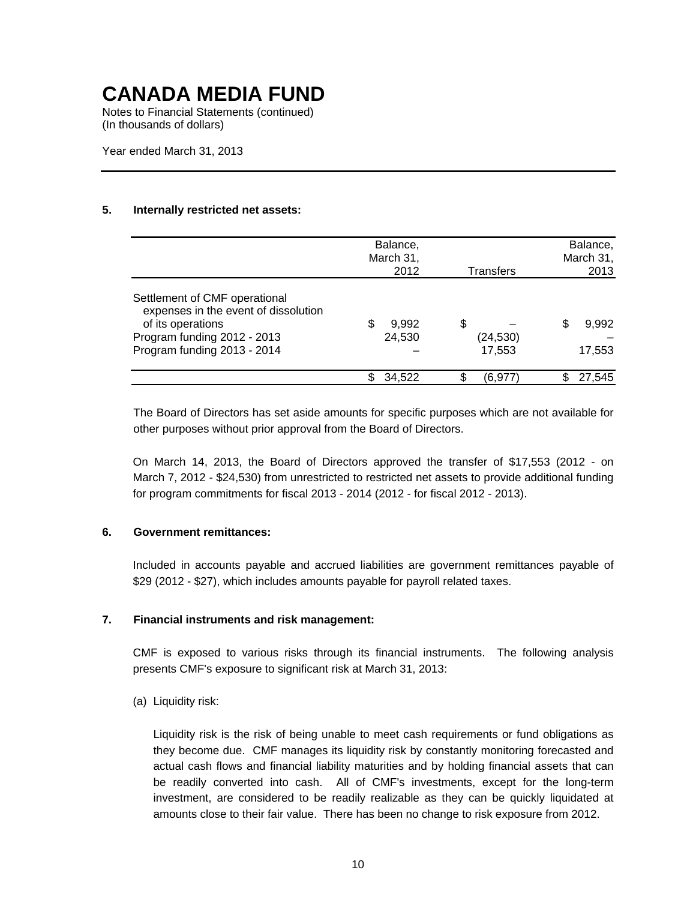# CANADA MEDIA FUND

Notes to Financial Statements (continued)
(In thousands of dollars)

Year ended March 31, 2013

## 5. Internally restricted net assets:

| | Balance, March 31, 2012 | Transfers | Balance, March 31, 2013 |
|---|---|---|---|
| Settlement of CMF operational expenses in the event of dissolution of its operations | $ 9,992 | $ – | $ 9,992 |
| Program funding 2012 - 2013 | 24,530 | (24,530) | – |
| Program funding 2013 - 2014 | – | 17,553 | 17,553 |
| | $ 34,522 | $ (6,977) | $ 27,545 |

The Board of Directors has set aside amounts for specific purposes which are not available for other purposes without prior approval from the Board of Directors.

On March 14, 2013, the Board of Directors approved the transfer of $17,553 (2012 - on March 7, 2012 - $24,530) from unrestricted to restricted net assets to provide additional funding for program commitments for fiscal 2013 - 2014 (2012 - for fiscal 2012 - 2013).

## 6. Government remittances:

Included in accounts payable and accrued liabilities are government remittances payable of $29 (2012 - $27), which includes amounts payable for payroll related taxes.

## 7. Financial instruments and risk management:

CMF is exposed to various risks through its financial instruments. The following analysis presents CMF's exposure to significant risk at March 31, 2013:

(a) Liquidity risk:

Liquidity risk is the risk of being unable to meet cash requirements or fund obligations as they become due. CMF manages its liquidity risk by constantly monitoring forecasted and actual cash flows and financial liability maturities and by holding financial assets that can be readily converted into cash. All of CMF's investments, except for the long-term investment, are considered to be readily realizable as they can be quickly liquidated at amounts close to their fair value. There has been no change to risk exposure from 2012.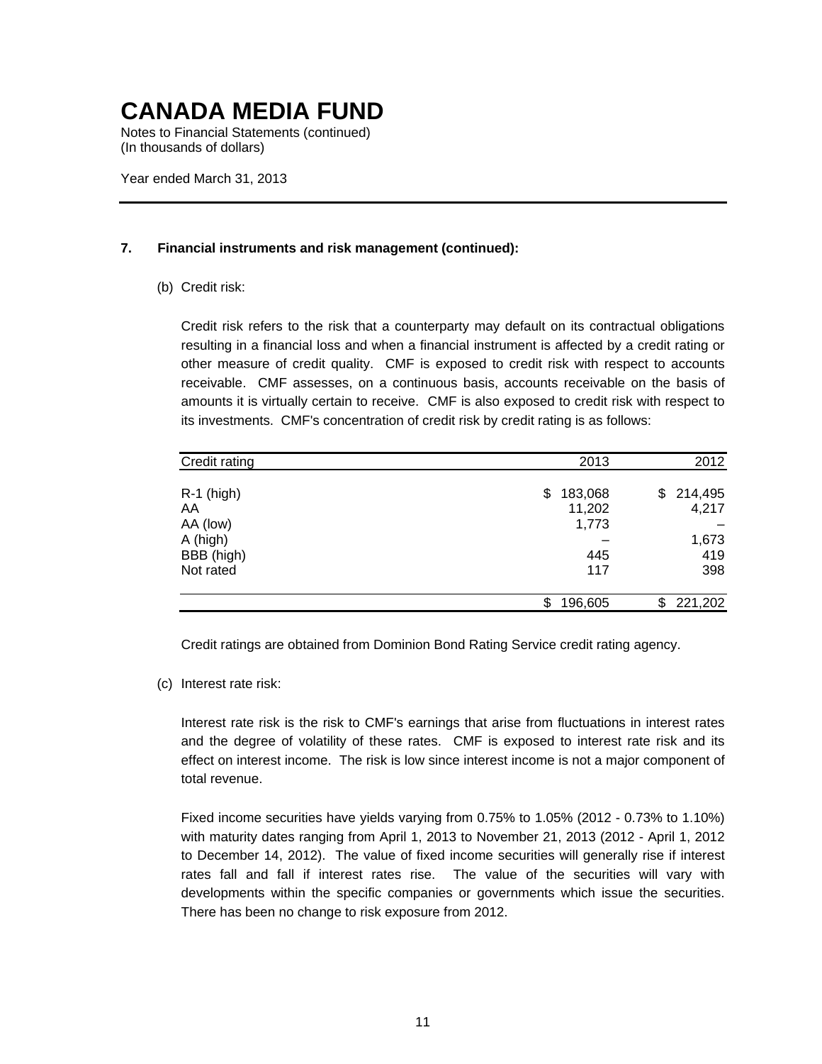# CANADA MEDIA FUND

Notes to Financial Statements (continued)
(In thousands of dollars)

Year ended March 31, 2013

## 7. Financial instruments and risk management (continued):

(b) Credit risk:

Credit risk refers to the risk that a counterparty may default on its contractual obligations resulting in a financial loss and when a financial instrument is affected by a credit rating or other measure of credit quality. CMF is exposed to credit risk with respect to accounts receivable. CMF assesses, on a continuous basis, accounts receivable on the basis of amounts it is virtually certain to receive. CMF is also exposed to credit risk with respect to its investments. CMF's concentration of credit risk by credit rating is as follows:

| Credit rating | 2013 | 2012 |
|---|---|---|
| R-1 (high) | $ 183,068 | $ 214,495 |
| AA | 11,202 | 4,217 |
| AA (low) | 1,773 | – |
| A (high) | – | 1,673 |
| BBB (high) | 445 | 419 |
| Not rated | 117 | 398 |
| | $ 196,605 | $ 221,202 |

Credit ratings are obtained from Dominion Bond Rating Service credit rating agency.

(c) Interest rate risk:

Interest rate risk is the risk to CMF's earnings that arise from fluctuations in interest rates and the degree of volatility of these rates. CMF is exposed to interest rate risk and its effect on interest income. The risk is low since interest income is not a major component of total revenue.

Fixed income securities have yields varying from 0.75% to 1.05% (2012 - 0.73% to 1.10%) with maturity dates ranging from April 1, 2013 to November 21, 2013 (2012 - April 1, 2012 to December 14, 2012). The value of fixed income securities will generally rise if interest rates fall and fall if interest rates rise. The value of the securities will vary with developments within the specific companies or governments which issue the securities. There has been no change to risk exposure from 2012.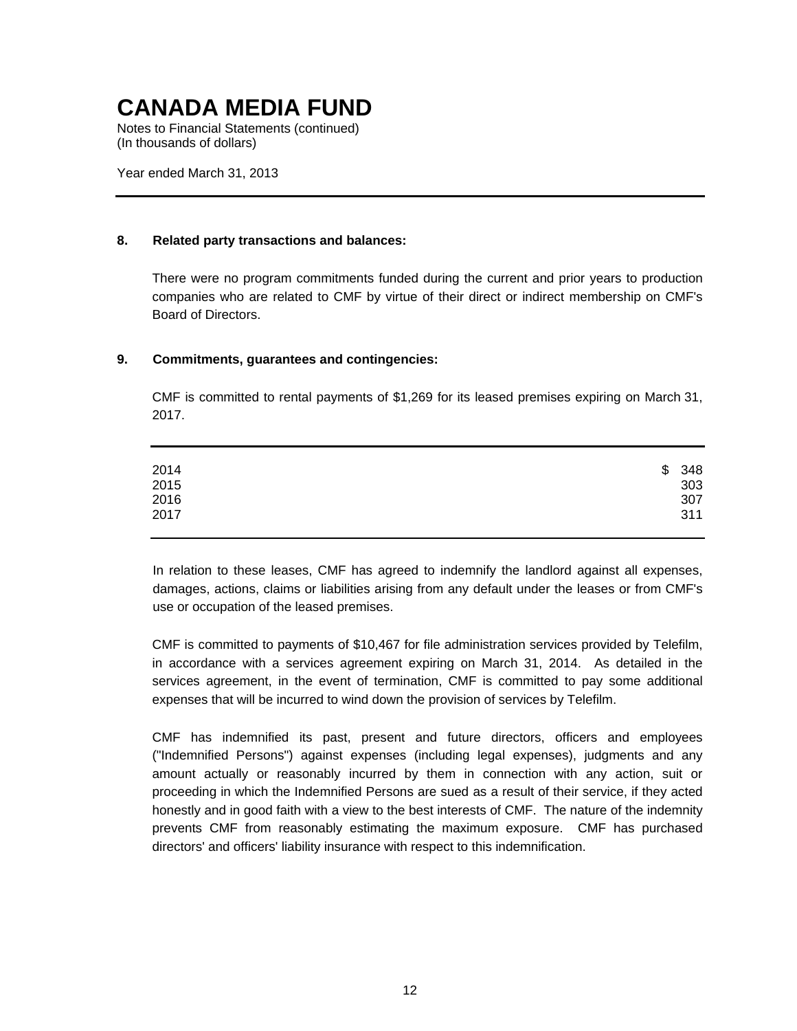# CANADA MEDIA FUND

Notes to Financial Statements (continued)
(In thousands of dollars)

Year ended March 31, 2013

## 8. Related party transactions and balances:

There were no program commitments funded during the current and prior years to production companies who are related to CMF by virtue of their direct or indirect membership on CMF's Board of Directors.

## 9. Commitments, guarantees and contingencies:

CMF is committed to rental payments of $1,269 for its leased premises expiring on March 31, 2017.

| | |
|---|---|
| 2014 | $ 348 |
| 2015 | 303 |
| 2016 | 307 |
| 2017 | 311 |

In relation to these leases, CMF has agreed to indemnify the landlord against all expenses, damages, actions, claims or liabilities arising from any default under the leases or from CMF's use or occupation of the leased premises.

CMF is committed to payments of $10,467 for file administration services provided by Telefilm, in accordance with a services agreement expiring on March 31, 2014. As detailed in the services agreement, in the event of termination, CMF is committed to pay some additional expenses that will be incurred to wind down the provision of services by Telefilm.

CMF has indemnified its past, present and future directors, officers and employees ("Indemnified Persons") against expenses (including legal expenses), judgments and any amount actually or reasonably incurred by them in connection with any action, suit or proceeding in which the Indemnified Persons are sued as a result of their service, if they acted honestly and in good faith with a view to the best interests of CMF. The nature of the indemnity prevents CMF from reasonably estimating the maximum exposure. CMF has purchased directors' and officers' liability insurance with respect to this indemnification.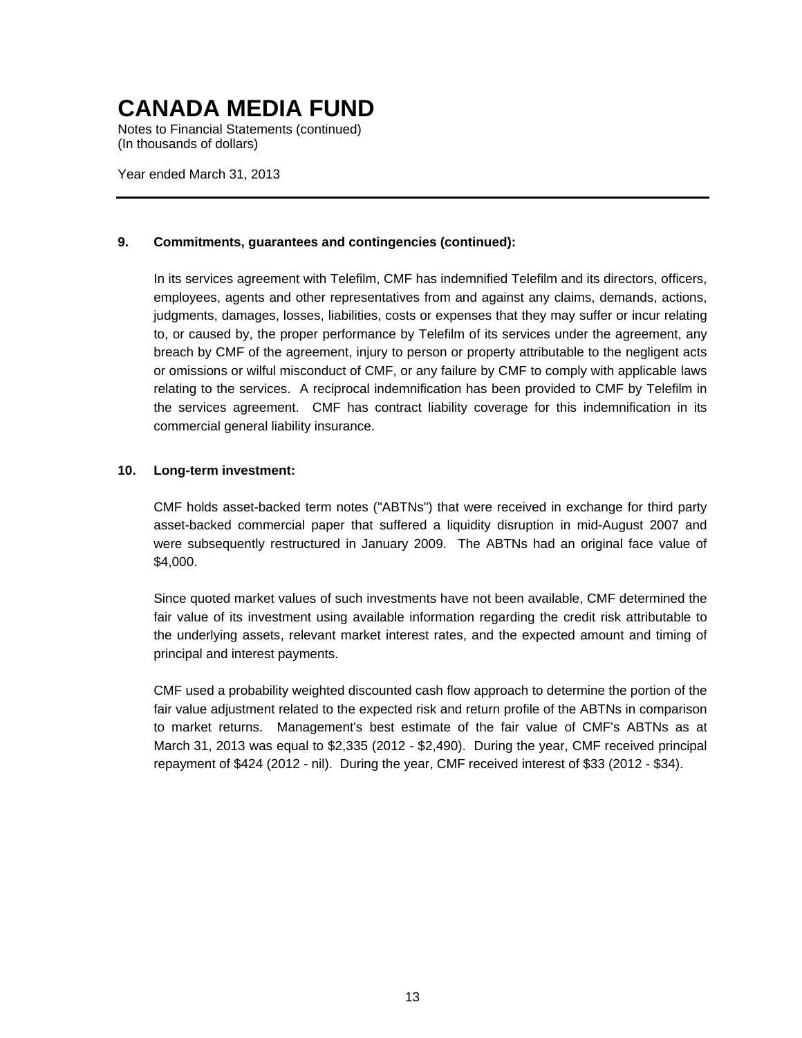# CANADA MEDIA FUND

Notes to Financial Statements (continued)
(In thousands of dollars)

Year ended March 31, 2013

---

## 9. Commitments, guarantees and contingencies (continued):

In its services agreement with Telefilm, CMF has indemnified Telefilm and its directors, officers, employees, agents and other representatives from and against any claims, demands, actions, judgments, damages, losses, liabilities, costs or expenses that they may suffer or incur relating to, or caused by, the proper performance by Telefilm of its services under the agreement, any breach by CMF of the agreement, injury to person or property attributable to the negligent acts or omissions or wilful misconduct of CMF, or any failure by CMF to comply with applicable laws relating to the services. A reciprocal indemnification has been provided to CMF by Telefilm in the services agreement. CMF has contract liability coverage for this indemnification in its commercial general liability insurance.

## 10. Long-term investment:

CMF holds asset-backed term notes ("ABTNs") that were received in exchange for third party asset-backed commercial paper that suffered a liquidity disruption in mid-August 2007 and were subsequently restructured in January 2009. The ABTNs had an original face value of $4,000.

Since quoted market values of such investments have not been available, CMF determined the fair value of its investment using available information regarding the credit risk attributable to the underlying assets, relevant market interest rates, and the expected amount and timing of principal and interest payments.

CMF used a probability weighted discounted cash flow approach to determine the portion of the fair value adjustment related to the expected risk and return profile of the ABTNs in comparison to market returns. Management's best estimate of the fair value of CMF's ABTNs as at March 31, 2013 was equal to $2,335 (2012 - $2,490). During the year, CMF received principal repayment of $424 (2012 - nil). During the year, CMF received interest of $33 (2012 - $34).